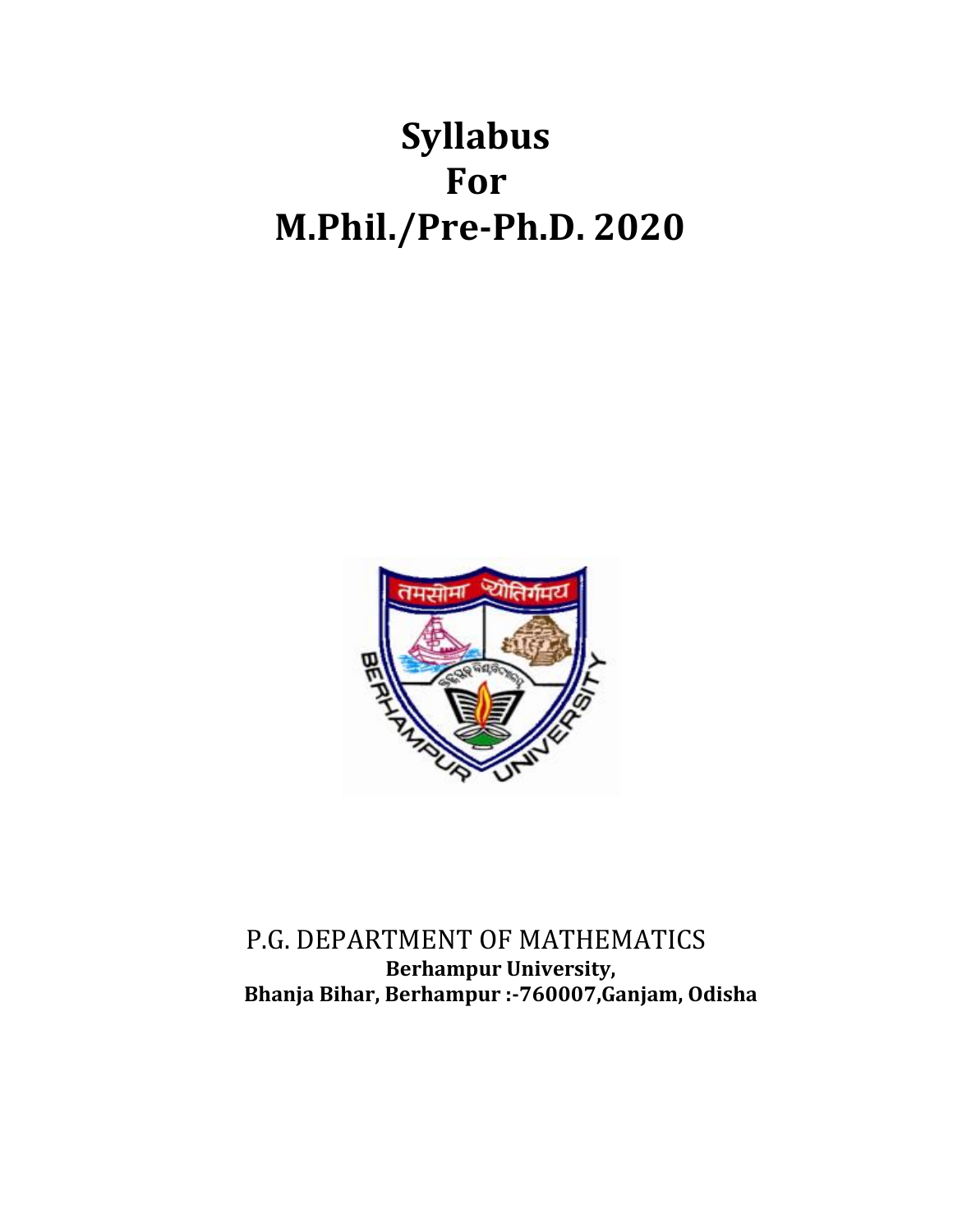# Syllabus
# For
# M.Phil./Pre-Ph.D. 2020

P.G. DEPARTMENT OF MATHEMATICS

**Berhampur University,**

**Bhanja Bihar, Berhampur :-760007,Ganjam, Odisha**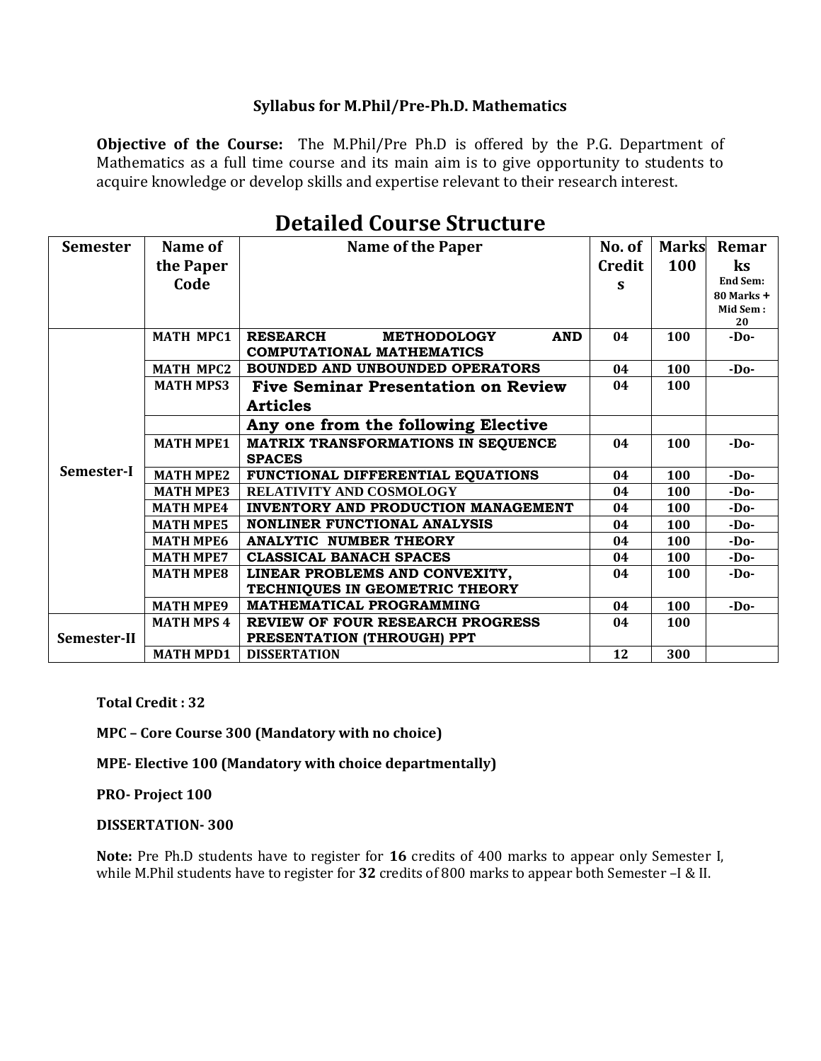**Syllabus for M.Phil/Pre-Ph.D. Mathematics**

**Objective of the Course:** The M.Phil/Pre Ph.D is offered by the P.G. Department of Mathematics as a full time course and its main aim is to give opportunity to students to acquire knowledge or develop skills and expertise relevant to their research interest.

# Detailed Course Structure

| Semester | Name of the Paper Code | Name of the Paper | No. of Credits | Marks 100 | Remarks End Sem: 80 Marks + Mid Sem : 20 |
|---|---|---|---|---|---|
| Semester-I | MATH MPC1 | RESEARCH METHODOLOGY AND COMPUTATIONAL MATHEMATICS | 04 | 100 | -Do- |
| | MATH MPC2 | BOUNDED AND UNBOUNDED OPERATORS | 04 | 100 | -Do- |
| | MATH MPS3 | Five Seminar Presentation on Review Articles | 04 | 100 | |
| | | Any one from the following Elective | | | |
| | MATH MPE1 | MATRIX TRANSFORMATIONS IN SEQUENCE SPACES | 04 | 100 | -Do- |
| | MATH MPE2 | FUNCTIONAL DIFFERENTIAL EQUATIONS | 04 | 100 | -Do- |
| | MATH MPE3 | RELATIVITY AND COSMOLOGY | 04 | 100 | -Do- |
| | MATH MPE4 | INVENTORY AND PRODUCTION MANAGEMENT | 04 | 100 | -Do- |
| | MATH MPE5 | NONLINER FUNCTIONAL ANALYSIS | 04 | 100 | -Do- |
| | MATH MPE6 | ANALYTIC NUMBER THEORY | 04 | 100 | -Do- |
| | MATH MPE7 | CLASSICAL BANACH SPACES | 04 | 100 | -Do- |
| | MATH MPE8 | LINEAR PROBLEMS AND CONVEXITY, TECHNIQUES IN GEOMETRIC THEORY | 04 | 100 | -Do- |
| | MATH MPE9 | MATHEMATICAL PROGRAMMING | 04 | 100 | -Do- |
| Semester-II | MATH MPS 4 | REVIEW OF FOUR RESEARCH PROGRESS PRESENTATION (THROUGH) PPT | 04 | 100 | |
| | MATH MPD1 | DISSERTATION | 12 | 300 | |

**Total Credit : 32**

**MPC – Core Course 300 (Mandatory with no choice)**

**MPE- Elective 100 (Mandatory with choice departmentally)**

**PRO- Project 100**

**DISSERTATION- 300**

**Note:** Pre Ph.D students have to register for **16** credits of 400 marks to appear only Semester I, while M.Phil students have to register for **32** credits of 800 marks to appear both Semester –I & II.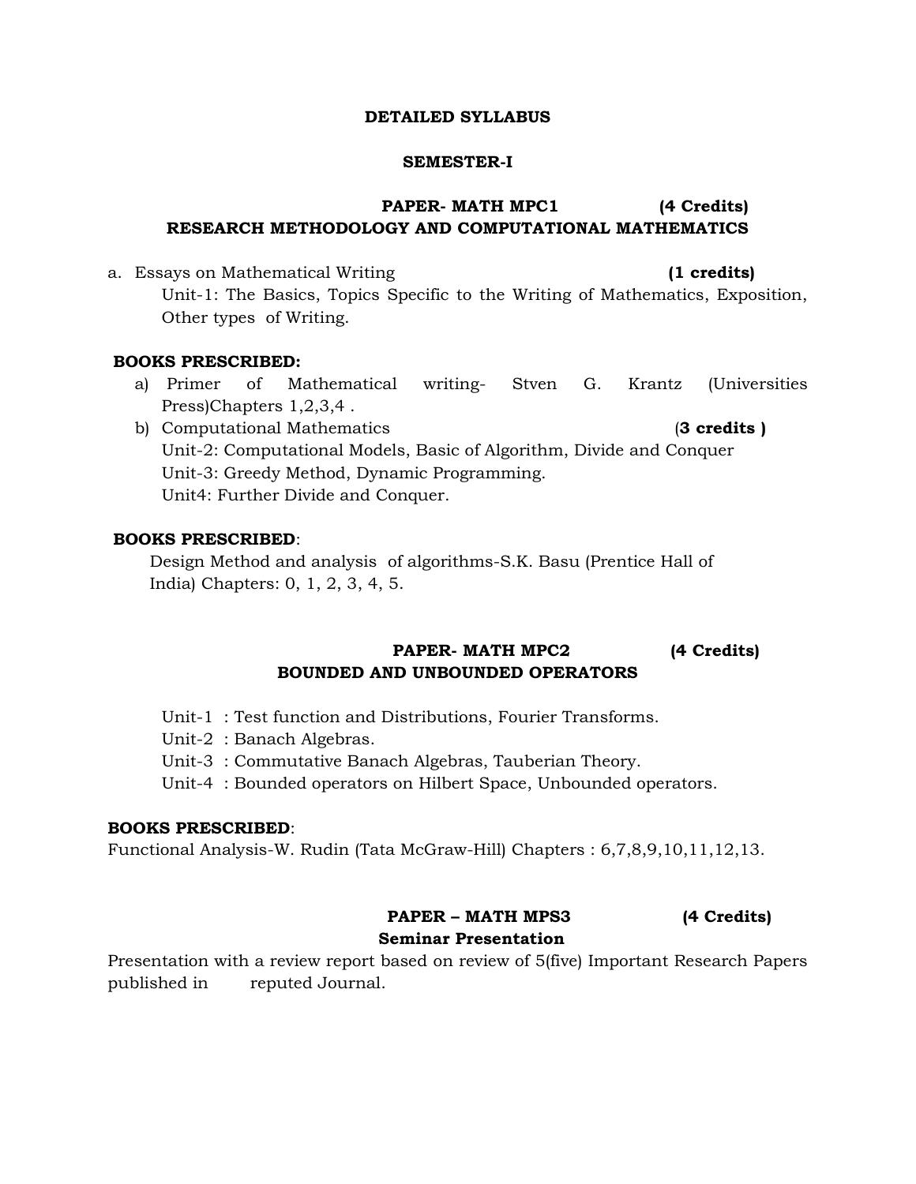# DETAILED SYLLABUS

## SEMESTER-I

### PAPER- MATH MPC1 (4 Credits)
### RESEARCH METHODOLOGY AND COMPUTATIONAL MATHEMATICS

a. Essays on Mathematical Writing **(1 credits)**

Unit-1: The Basics, Topics Specific to the Writing of Mathematics, Exposition, Other types of Writing.

**BOOKS PRESCRIBED:**

a) Primer of Mathematical writing- Stven G. Krantz (Universities Press)Chapters 1,2,3,4 .

b) Computational Mathematics (**3 credits )**

Unit-2: Computational Models, Basic of Algorithm, Divide and Conquer
Unit-3: Greedy Method, Dynamic Programming.
Unit4: Further Divide and Conquer.

**BOOKS PRESCRIBED**:

Design Method and analysis of algorithms-S.K. Basu (Prentice Hall of India) Chapters: 0, 1, 2, 3, 4, 5.

### PAPER- MATH MPC2 (4 Credits)
### BOUNDED AND UNBOUNDED OPERATORS

Unit-1 : Test function and Distributions, Fourier Transforms.
Unit-2 : Banach Algebras.
Unit-3 : Commutative Banach Algebras, Tauberian Theory.
Unit-4 : Bounded operators on Hilbert Space, Unbounded operators.

**BOOKS PRESCRIBED**:

Functional Analysis-W. Rudin (Tata McGraw-Hill) Chapters : 6,7,8,9,10,11,12,13.

### PAPER – MATH MPS3 (4 Credits)
### Seminar Presentation

Presentation with a review report based on review of 5(five) Important Research Papers published in reputed Journal.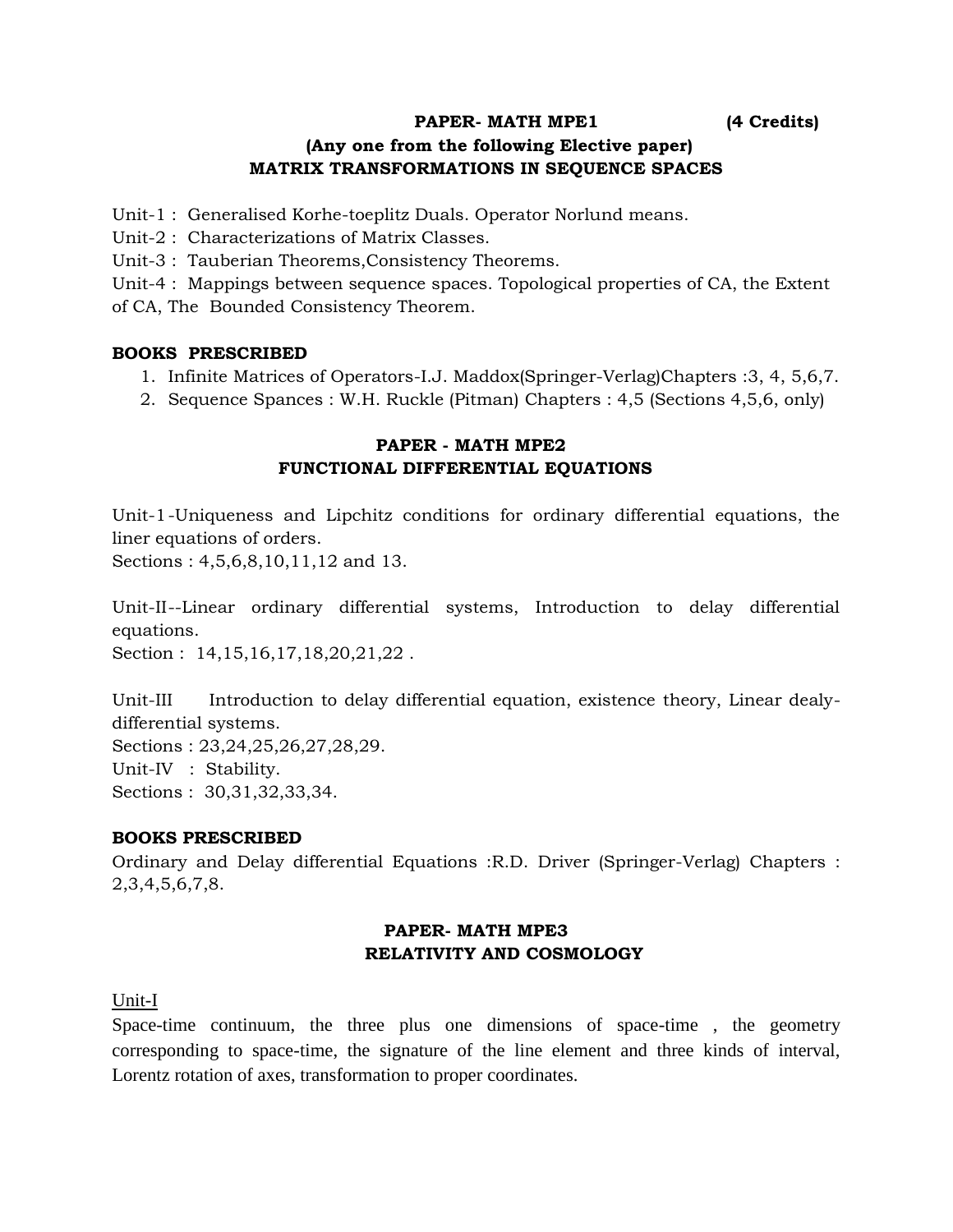**PAPER- MATH MPE1 (4 Credits)**

**(Any one from the following Elective paper)**

**MATRIX TRANSFORMATIONS IN SEQUENCE SPACES**

Unit-1 : Generalised Korhe-toeplitz Duals. Operator Norlund means.

Unit-2 : Characterizations of Matrix Classes.

Unit-3 : Tauberian Theorems,Consistency Theorems.

Unit-4 : Mappings between sequence spaces. Topological properties of CA, the Extent of CA, The Bounded Consistency Theorem.

**BOOKS PRESCRIBED**

1. Infinite Matrices of Operators-I.J. Maddox(Springer-Verlag)Chapters :3, 4, 5,6,7.
2. Sequence Spances : W.H. Ruckle (Pitman) Chapters : 4,5 (Sections 4,5,6, only)

**PAPER - MATH MPE2**

**FUNCTIONAL DIFFERENTIAL EQUATIONS**

Unit-1-Uniqueness and Lipchitz conditions for ordinary differential equations, the liner equations of orders.
Sections : 4,5,6,8,10,11,12 and 13.

Unit-II--Linear ordinary differential systems, Introduction to delay differential equations.
Section : 14,15,16,17,18,20,21,22 .

Unit-III Introduction to delay differential equation, existence theory, Linear dealy-differential systems.
Sections : 23,24,25,26,27,28,29.

Unit-IV : Stability.
Sections : 30,31,32,33,34.

**BOOKS PRESCRIBED**

Ordinary and Delay differential Equations :R.D. Driver (Springer-Verlag) Chapters : 2,3,4,5,6,7,8.

**PAPER- MATH MPE3**

**RELATIVITY AND COSMOLOGY**

Unit-I

Space-time continuum, the three plus one dimensions of space-time , the geometry corresponding to space-time, the signature of the line element and three kinds of interval, Lorentz rotation of axes, transformation to proper coordinates.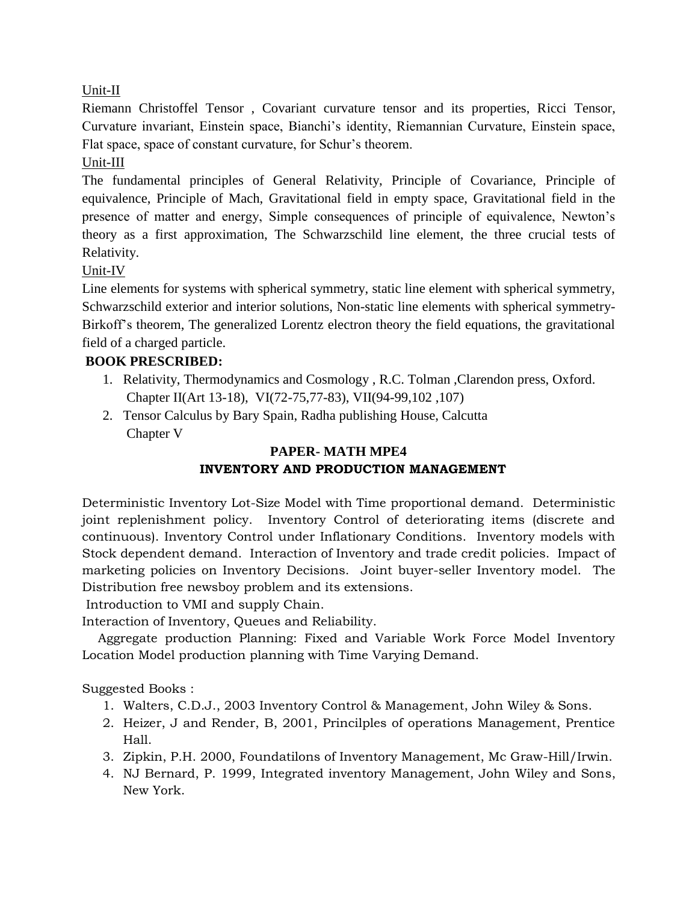Unit-II

Riemann Christoffel Tensor , Covariant curvature tensor and its properties, Ricci Tensor, Curvature invariant, Einstein space, Bianchi's identity, Riemannian Curvature, Einstein space, Flat space, space of constant curvature, for Schur's theorem.

Unit-III

The fundamental principles of General Relativity, Principle of Covariance, Principle of equivalence, Principle of Mach, Gravitational field in empty space, Gravitational field in the presence of matter and energy, Simple consequences of principle of equivalence, Newton's theory as a first approximation, The Schwarzschild line element, the three crucial tests of Relativity.

Unit-IV

Line elements for systems with spherical symmetry, static line element with spherical symmetry, Schwarzschild exterior and interior solutions, Non-static line elements with spherical symmetry-Birkoff's theorem, The generalized Lorentz electron theory the field equations, the gravitational field of a charged particle.

**BOOK PRESCRIBED:**

1. Relativity, Thermodynamics and Cosmology , R.C. Tolman ,Clarendon press, Oxford. Chapter II(Art 13-18), VI(72-75,77-83), VII(94-99,102 ,107)
2. Tensor Calculus by Bary Spain, Radha publishing House, Calcutta Chapter V

## PAPER- MATH MPE4
## INVENTORY AND PRODUCTION MANAGEMENT

Deterministic Inventory Lot-Size Model with Time proportional demand. Deterministic joint replenishment policy. Inventory Control of deteriorating items (discrete and continuous). Inventory Control under Inflationary Conditions. Inventory models with Stock dependent demand. Interaction of Inventory and trade credit policies. Impact of marketing policies on Inventory Decisions. Joint buyer-seller Inventory model. The Distribution free newsboy problem and its extensions.

Introduction to VMI and supply Chain.

Interaction of Inventory, Queues and Reliability.

Aggregate production Planning: Fixed and Variable Work Force Model Inventory Location Model production planning with Time Varying Demand.

Suggested Books :

1. Walters, C.D.J., 2003 Inventory Control & Management, John Wiley & Sons.
2. Heizer, J and Render, B, 2001, Princilples of operations Management, Prentice Hall.
3. Zipkin, P.H. 2000, Foundatilons of Inventory Management, Mc Graw-Hill/Irwin.
4. NJ Bernard, P. 1999, Integrated inventory Management, John Wiley and Sons, New York.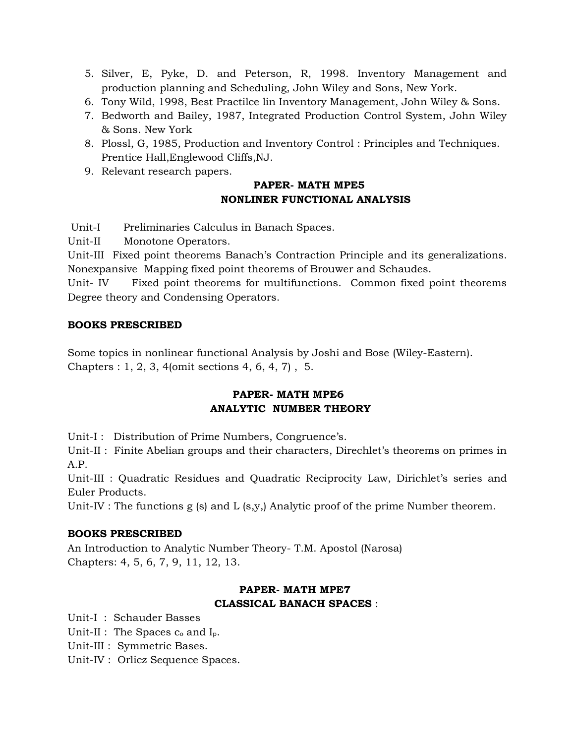5. Silver, E, Pyke, D. and Peterson, R, 1998. Inventory Management and production planning and Scheduling, John Wiley and Sons, New York.
6. Tony Wild, 1998, Best Practilce lin Inventory Management, John Wiley & Sons.
7. Bedworth and Bailey, 1987, Integrated Production Control System, John Wiley & Sons. New York
8. Plossl, G, 1985, Production and Inventory Control : Principles and Techniques. Prentice Hall,Englewood Cliffs,NJ.
9. Relevant research papers.

### PAPER- MATH MPE5
### NONLINER FUNCTIONAL ANALYSIS

Unit-I Preliminaries Calculus in Banach Spaces.

Unit-II Monotone Operators.

Unit-III Fixed point theorems Banach's Contraction Principle and its generalizations. Nonexpansive Mapping fixed point theorems of Brouwer and Schaudes.

Unit- IV Fixed point theorems for multifunctions. Common fixed point theorems Degree theory and Condensing Operators.

**BOOKS PRESCRIBED**

Some topics in nonlinear functional Analysis by Joshi and Bose (Wiley-Eastern).
Chapters : 1, 2, 3, 4(omit sections 4, 6, 4, 7) , 5.

### PAPER- MATH MPE6
### ANALYTIC NUMBER THEORY

Unit-I : Distribution of Prime Numbers, Congruence's.

Unit-II : Finite Abelian groups and their characters, Direchlet's theorems on primes in A.P.

Unit-III : Quadratic Residues and Quadratic Reciprocity Law, Dirichlet's series and Euler Products.

Unit-IV : The functions g (s) and L (s,y,) Analytic proof of the prime Number theorem.

**BOOKS PRESCRIBED**

An Introduction to Analytic Number Theory- T.M. Apostol (Narosa)
Chapters: 4, 5, 6, 7, 9, 11, 12, 13.

### PAPER- MATH MPE7
### CLASSICAL BANACH SPACES :

Unit-I : Schauder Basses

Unit-II : The Spaces $c_o$ and $I_p$.

Unit-III : Symmetric Bases.

Unit-IV : Orlicz Sequence Spaces.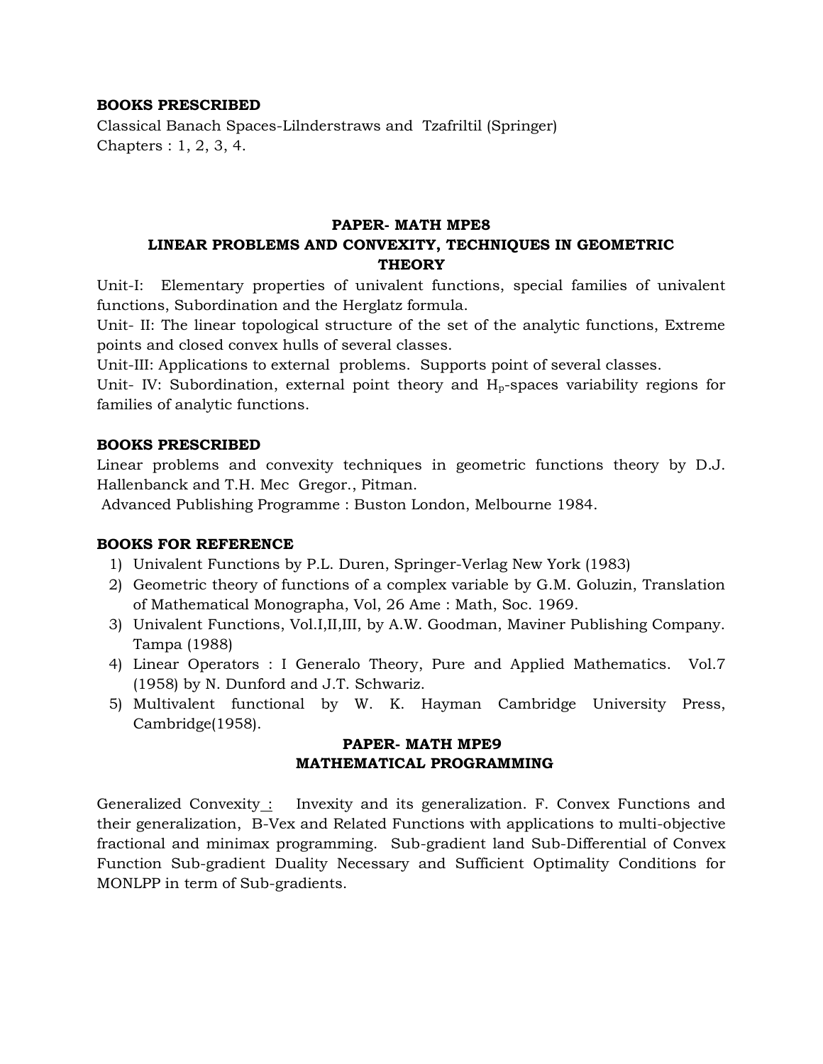**BOOKS PRESCRIBED**

Classical Banach Spaces-Lilnderstraws and Tzafriltil (Springer)
Chapters : 1, 2, 3, 4.

## PAPER- MATH MPE8
## LINEAR PROBLEMS AND CONVEXITY, TECHNIQUES IN GEOMETRIC THEORY

Unit-I: Elementary properties of univalent functions, special families of univalent functions, Subordination and the Herglatz formula.

Unit- II: The linear topological structure of the set of the analytic functions, Extreme points and closed convex hulls of several classes.

Unit-III: Applications to external problems. Supports point of several classes.

Unit- IV: Subordination, external point theory and $H_p$-spaces variability regions for families of analytic functions.

**BOOKS PRESCRIBED**

Linear problems and convexity techniques in geometric functions theory by D.J. Hallenbanck and T.H. Mec Gregor., Pitman.
Advanced Publishing Programme : Buston London, Melbourne 1984.

**BOOKS FOR REFERENCE**

1) Univalent Functions by P.L. Duren, Springer-Verlag New York (1983)
2) Geometric theory of functions of a complex variable by G.M. Goluzin, Translation of Mathematical Monographa, Vol, 26 Ame : Math, Soc. 1969.
3) Univalent Functions, Vol.I,II,III, by A.W. Goodman, Maviner Publishing Company. Tampa (1988)
4) Linear Operators : I Generalo Theory, Pure and Applied Mathematics. Vol.7 (1958) by N. Dunford and J.T. Schwariz.
5) Multivalent functional by W. K. Hayman Cambridge University Press, Cambridge(1958).

## PAPER- MATH MPE9
## MATHEMATICAL PROGRAMMING

Generalized Convexity : Invexity and its generalization. F. Convex Functions and their generalization, B-Vex and Related Functions with applications to multi-objective fractional and minimax programming. Sub-gradient land Sub-Differential of Convex Function Sub-gradient Duality Necessary and Sufficient Optimality Conditions for MONLPP in term of Sub-gradients.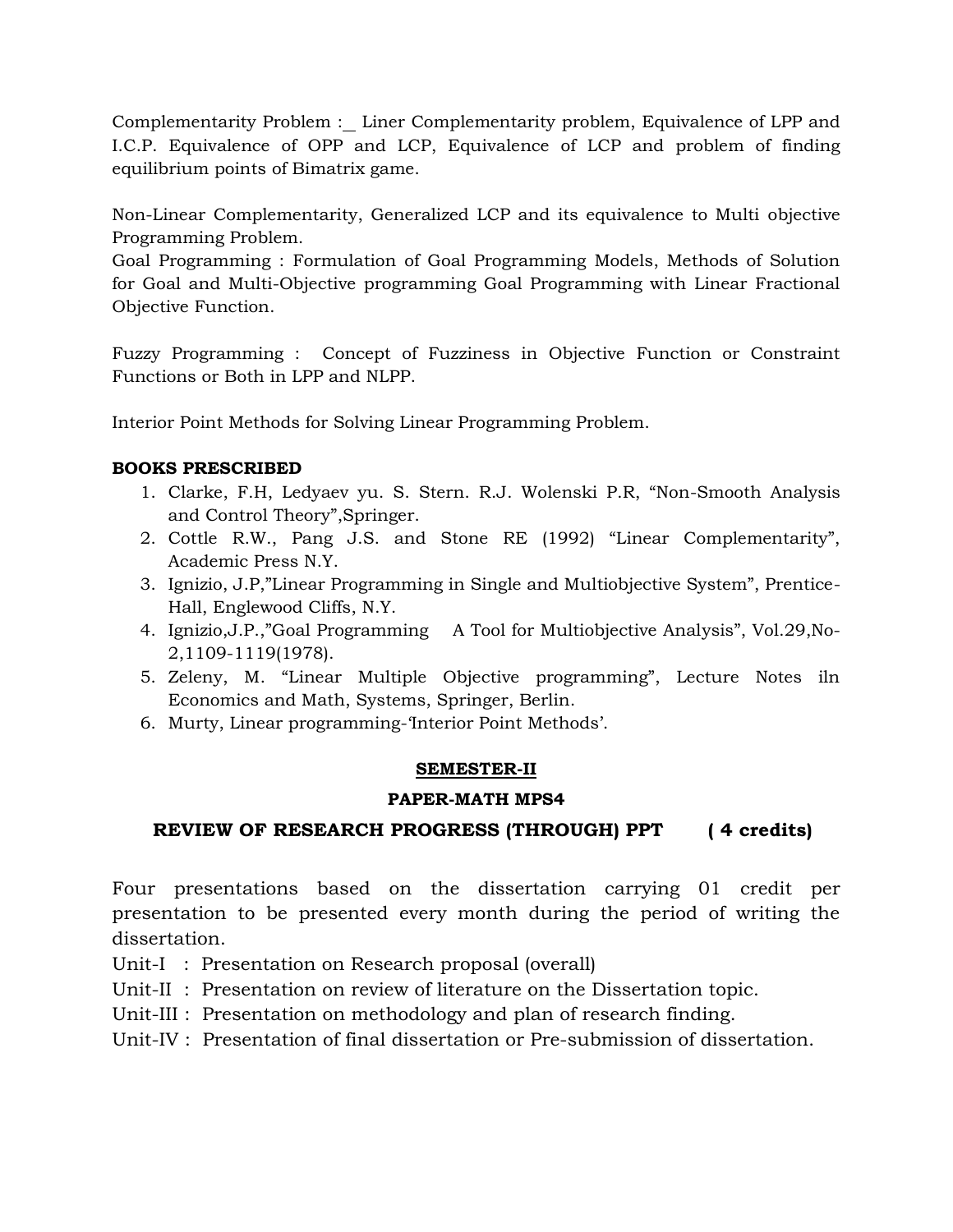Complementarity Problem :_ Liner Complementarity problem, Equivalence of LPP and I.C.P. Equivalence of OPP and LCP, Equivalence of LCP and problem of finding equilibrium points of Bimatrix game.

Non-Linear Complementarity, Generalized LCP and its equivalence to Multi objective Programming Problem.
Goal Programming : Formulation of Goal Programming Models, Methods of Solution for Goal and Multi-Objective programming Goal Programming with Linear Fractional Objective Function.

Fuzzy Programming : Concept of Fuzziness in Objective Function or Constraint Functions or Both in LPP and NLPP.

Interior Point Methods for Solving Linear Programming Problem.

**BOOKS PRESCRIBED**

1. Clarke, F.H, Ledyaev yu. S. Stern. R.J. Wolenski P.R, "Non-Smooth Analysis and Control Theory",Springer.
2. Cottle R.W., Pang J.S. and Stone RE (1992) "Linear Complementarity", Academic Press N.Y.
3. Ignizio, J.P,"Linear Programming in Single and Multiobjective System", Prentice-Hall, Englewood Cliffs, N.Y.
4. Ignizio,J.P.,"Goal Programming A Tool for Multiobjective Analysis", Vol.29,No-2,1109-1119(1978).
5. Zeleny, M. "Linear Multiple Objective programming", Lecture Notes iln Economics and Math, Systems, Springer, Berlin.
6. Murty, Linear programming-'Interior Point Methods'.

## SEMESTER-II

### PAPER-MATH MPS4

### REVIEW OF RESEARCH PROGRESS (THROUGH) PPT ( 4 credits)

Four presentations based on the dissertation carrying 01 credit per presentation to be presented every month during the period of writing the dissertation.

Unit-I : Presentation on Research proposal (overall)
Unit-II : Presentation on review of literature on the Dissertation topic.
Unit-III : Presentation on methodology and plan of research finding.
Unit-IV : Presentation of final dissertation or Pre-submission of dissertation.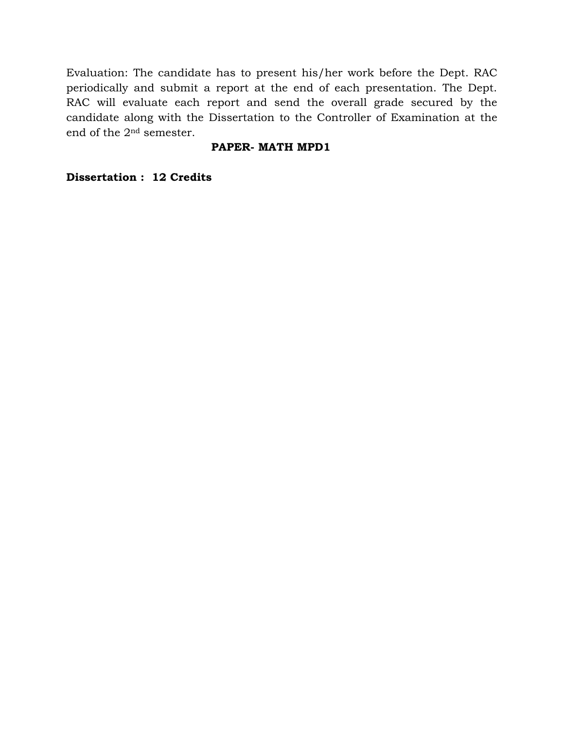Evaluation: The candidate has to present his/her work before the Dept. RAC periodically and submit a report at the end of each presentation. The Dept. RAC will evaluate each report and send the overall grade secured by the candidate along with the Dissertation to the Controller of Examination at the end of the 2nd semester.

**PAPER- MATH MPD1**

**Dissertation : 12 Credits**